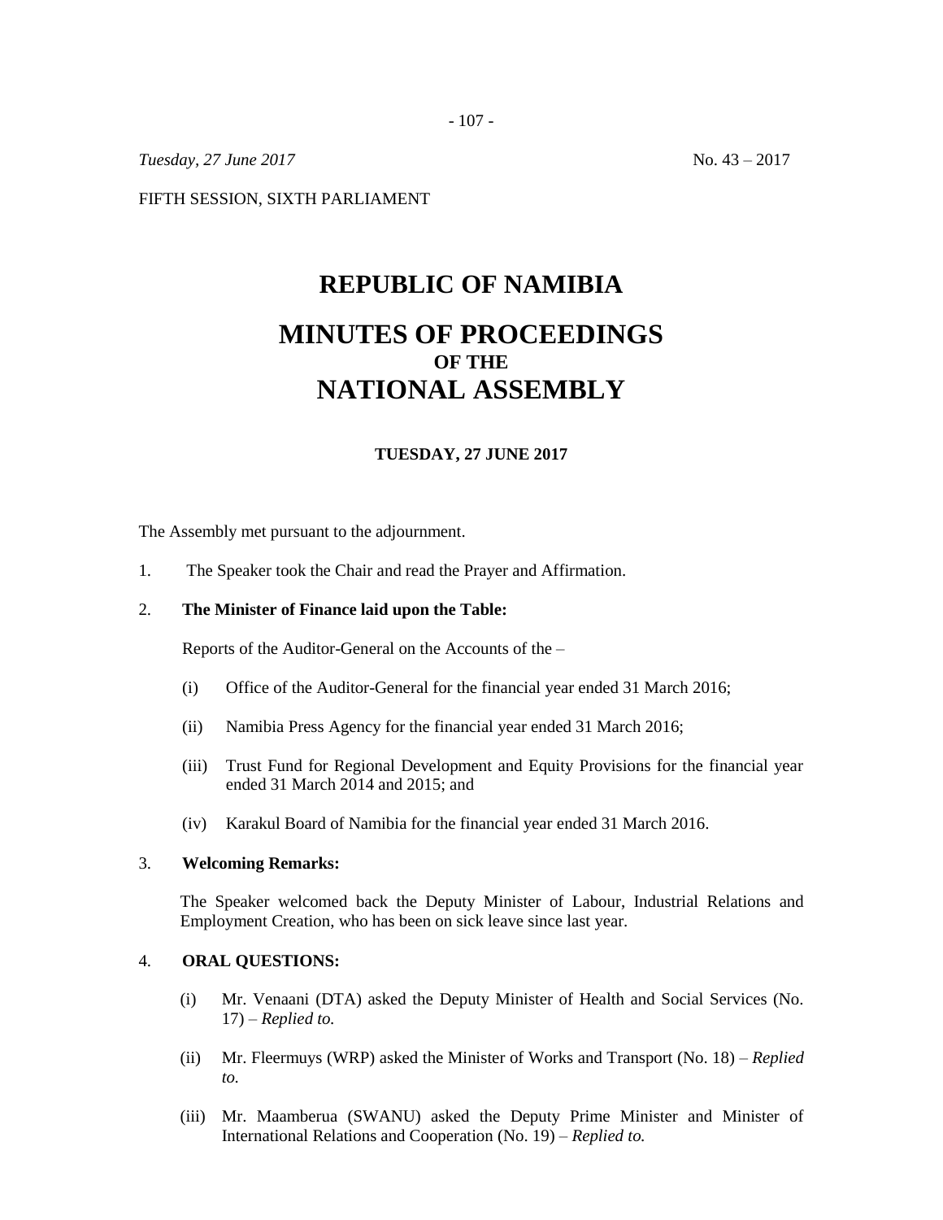*Tuesday, 27 June 2017* No. 43 – 2017

FIFTH SESSION, SIXTH PARLIAMENT

# REPUBLIC OF NAMIBIA

# MINUTES OF PROCEEDINGS
## OF THE
# NATIONAL ASSEMBLY

**TUESDAY, 27 JUNE 2017**

The Assembly met pursuant to the adjournment.

1. The Speaker took the Chair and read the Prayer and Affirmation.

2. **The Minister of Finance laid upon the Table:**

   Reports of the Auditor-General on the Accounts of the –

   (i) Office of the Auditor-General for the financial year ended 31 March 2016;

   (ii) Namibia Press Agency for the financial year ended 31 March 2016;

   (iii) Trust Fund for Regional Development and Equity Provisions for the financial year ended 31 March 2014 and 2015; and

   (iv) Karakul Board of Namibia for the financial year ended 31 March 2016.

3. **Welcoming Remarks:**

   The Speaker welcomed back the Deputy Minister of Labour, Industrial Relations and Employment Creation, who has been on sick leave since last year.

4. **ORAL QUESTIONS:**

   (i) Mr. Venaani (DTA) asked the Deputy Minister of Health and Social Services (No. 17) – *Replied to.*

   (ii) Mr. Fleermuys (WRP) asked the Minister of Works and Transport (No. 18) – *Replied to.*

   (iii) Mr. Maamberua (SWANU) asked the Deputy Prime Minister and Minister of International Relations and Cooperation (No. 19) – *Replied to.*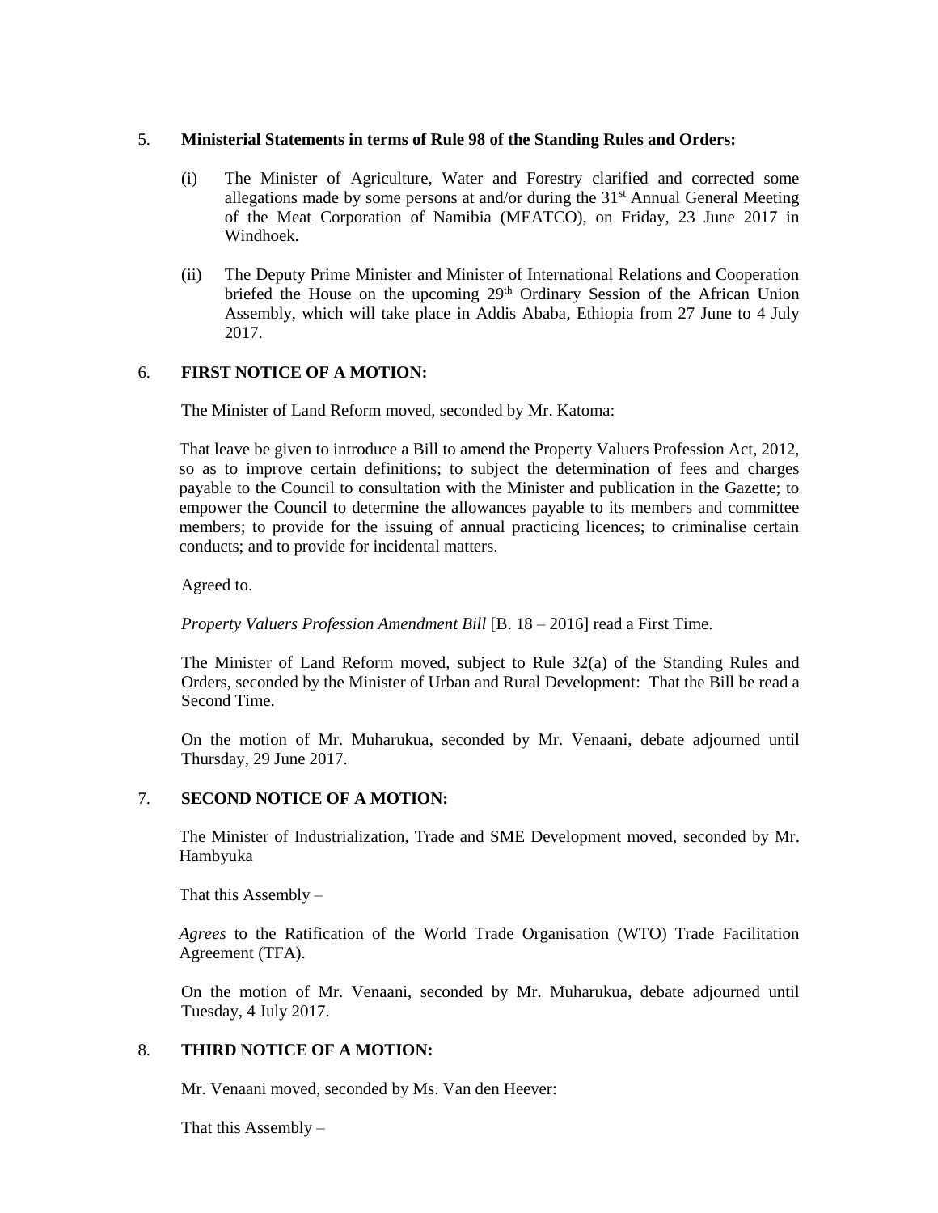5. **Ministerial Statements in terms of Rule 98 of the Standing Rules and Orders:**

   (i) The Minister of Agriculture, Water and Forestry clarified and corrected some allegations made by some persons at and/or during the 31st Annual General Meeting of the Meat Corporation of Namibia (MEATCO), on Friday, 23 June 2017 in Windhoek.

   (ii) The Deputy Prime Minister and Minister of International Relations and Cooperation briefed the House on the upcoming 29th Ordinary Session of the African Union Assembly, which will take place in Addis Ababa, Ethiopia from 27 June to 4 July 2017.

6. **FIRST NOTICE OF A MOTION:**

   The Minister of Land Reform moved, seconded by Mr. Katoma:

   That leave be given to introduce a Bill to amend the Property Valuers Profession Act, 2012, so as to improve certain definitions; to subject the determination of fees and charges payable to the Council to consultation with the Minister and publication in the Gazette; to empower the Council to determine the allowances payable to its members and committee members; to provide for the issuing of annual practicing licences; to criminalise certain conducts; and to provide for incidental matters.

   Agreed to.

   *Property Valuers Profession Amendment Bill* [B. 18 – 2016] read a First Time.

   The Minister of Land Reform moved, subject to Rule 32(a) of the Standing Rules and Orders, seconded by the Minister of Urban and Rural Development: That the Bill be read a Second Time.

   On the motion of Mr. Muharukua, seconded by Mr. Venaani, debate adjourned until Thursday, 29 June 2017.

7. **SECOND NOTICE OF A MOTION:**

   The Minister of Industrialization, Trade and SME Development moved, seconded by Mr. Hambyuka

   That this Assembly –

   *Agrees* to the Ratification of the World Trade Organisation (WTO) Trade Facilitation Agreement (TFA).

   On the motion of Mr. Venaani, seconded by Mr. Muharukua, debate adjourned until Tuesday, 4 July 2017.

8. **THIRD NOTICE OF A MOTION:**

   Mr. Venaani moved, seconded by Ms. Van den Heever:

   That this Assembly –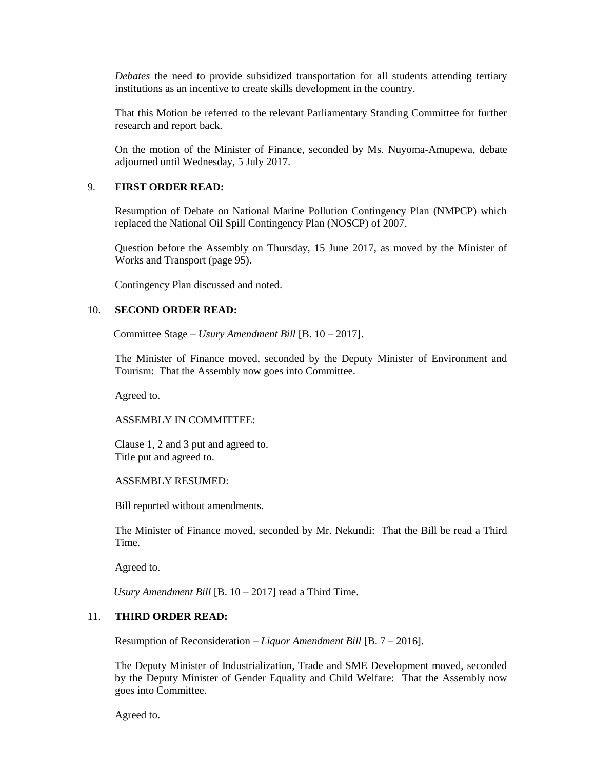*Debates* the need to provide subsidized transportation for all students attending tertiary institutions as an incentive to create skills development in the country.

That this Motion be referred to the relevant Parliamentary Standing Committee for further research and report back.

On the motion of the Minister of Finance, seconded by Ms. Nuyoma-Amupewa, debate adjourned until Wednesday, 5 July 2017.

9. **FIRST ORDER READ:**

Resumption of Debate on National Marine Pollution Contingency Plan (NMPCP) which replaced the National Oil Spill Contingency Plan (NOSCP) of 2007.

Question before the Assembly on Thursday, 15 June 2017, as moved by the Minister of Works and Transport (page 95).

Contingency Plan discussed and noted.

10. **SECOND ORDER READ:**

Committee Stage – *Usury Amendment Bill* [B. 10 – 2017].

The Minister of Finance moved, seconded by the Deputy Minister of Environment and Tourism: That the Assembly now goes into Committee.

Agreed to.

ASSEMBLY IN COMMITTEE:

Clause 1, 2 and 3 put and agreed to.
Title put and agreed to.

ASSEMBLY RESUMED:

Bill reported without amendments.

The Minister of Finance moved, seconded by Mr. Nekundi: That the Bill be read a Third Time.

Agreed to.

*Usury Amendment Bill* [B. 10 – 2017] read a Third Time.

11. **THIRD ORDER READ:**

Resumption of Reconsideration – *Liquor Amendment Bill* [B. 7 – 2016].

The Deputy Minister of Industrialization, Trade and SME Development moved, seconded by the Deputy Minister of Gender Equality and Child Welfare: That the Assembly now goes into Committee.

Agreed to.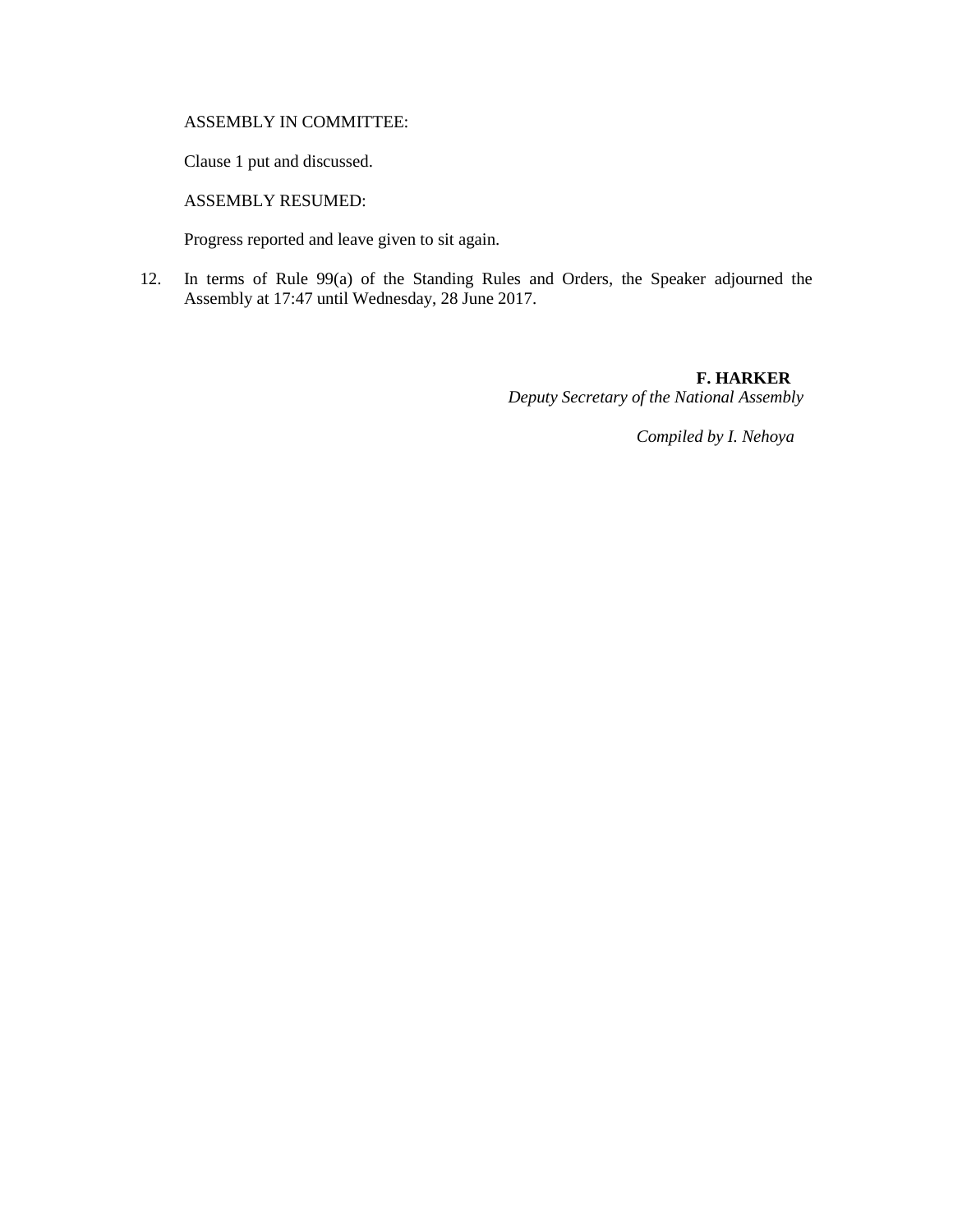ASSEMBLY IN COMMITTEE:

Clause 1 put and discussed.

ASSEMBLY RESUMED:

Progress reported and leave given to sit again.

12. In terms of Rule 99(a) of the Standing Rules and Orders, the Speaker adjourned the Assembly at 17:47 until Wednesday, 28 June 2017.

**F. HARKER**
*Deputy Secretary of the National Assembly*

*Compiled by I. Nehoya*